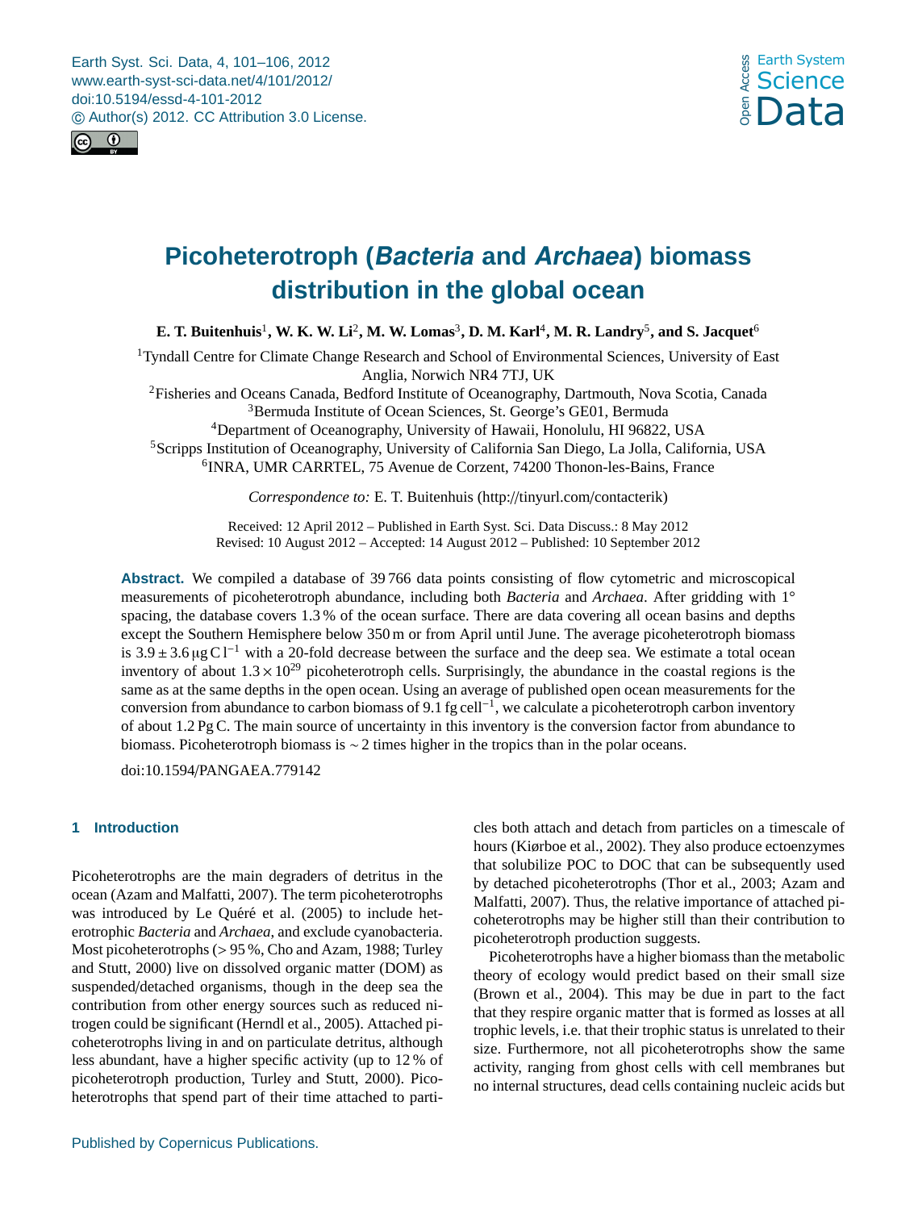# Picoheterotroph (*Bacteria* and *Archaea*) biomass distribution in the global ocean

**E. T. Buitenhuis[1], W. K. W. Li[2], M. W. Lomas[3], D. M. Karl[4], M. R. Landry[5], and S. Jacquet[6]**

[1]Tyndall Centre for Climate Change Research and School of Environmental Sciences, University of East Anglia, Norwich NR4 7TJ, UK

[2]Fisheries and Oceans Canada, Bedford Institute of Oceanography, Dartmouth, Nova Scotia, Canada

[3]Bermuda Institute of Ocean Sciences, St. George's GE01, Bermuda

[4]Department of Oceanography, University of Hawaii, Honolulu, HI 96822, USA

[5]Scripps Institution of Oceanography, University of California San Diego, La Jolla, California, USA

[6]INRA, UMR CARRTEL, 75 Avenue de Corzent, 74200 Thonon-les-Bains, France

*Correspondence to:* E. T. Buitenhuis (http://tinyurl.com/contacterik)

Received: 12 April 2012 – Published in Earth Syst. Sci. Data Discuss.: 8 May 2012
Revised: 10 August 2012 – Accepted: 14 August 2012 – Published: 10 September 2012

**Abstract.** We compiled a database of 39 766 data points consisting of flow cytometric and microscopical measurements of picoheterotroph abundance, including both *Bacteria* and *Archaea*. After gridding with 1° spacing, the database covers 1.3 % of the ocean surface. There are data covering all ocean basins and depths except the Southern Hemisphere below 350 m or from April until June. The average picoheterotroph biomass is $3.9 \pm 3.6\ \mu g\ C\ l^{-1}$ with a 20-fold decrease between the surface and the deep sea. We estimate a total ocean inventory of about $1.3 \times 10^{29}$ picoheterotroph cells. Surprisingly, the abundance in the coastal regions is the same as at the same depths in the open ocean. Using an average of published open ocean measurements for the conversion from abundance to carbon biomass of $9.1\ fg\ cell^{-1}$, we calculate a picoheterotroph carbon inventory of about 1.2 Pg C. The main source of uncertainty in this inventory is the conversion factor from abundance to biomass. Picoheterotroph biomass is ~2 times higher in the tropics than in the polar oceans.

doi:10.1594/PANGAEA.779142

## 1 Introduction

Picoheterotrophs are the main degraders of detritus in the ocean (Azam and Malfatti, 2007). The term picoheterotrophs was introduced by Le Quéré et al. (2005) to include heterotrophic *Bacteria* and *Archaea*, and exclude cyanobacteria. Most picoheterotrophs (> 95 %, Cho and Azam, 1988; Turley and Stutt, 2000) live on dissolved organic matter (DOM) as suspended/detached organisms, though in the deep sea the contribution from other energy sources such as reduced nitrogen could be significant (Herndl et al., 2005). Attached picoheterotrophs living in and on particulate detritus, although less abundant, have a higher specific activity (up to 12 % of picoheterotroph production, Turley and Stutt, 2000). Picoheterotrophs that spend part of their time attached to particles both attach and detach from particles on a timescale of hours (Kiørboe et al., 2002). They also produce ectoenzymes that solubilize POC to DOC that can be subsequently used by detached picoheterotrophs (Thor et al., 2003; Azam and Malfatti, 2007). Thus, the relative importance of attached picoheterotrophs may be higher still than their contribution to picoheterotroph production suggests.

Picoheterotrophs have a higher biomass than the metabolic theory of ecology would predict based on their small size (Brown et al., 2004). This may be due in part to the fact that they respire organic matter that is formed as losses at all trophic levels, i.e. that their trophic status is unrelated to their size. Furthermore, not all picoheterotrophs show the same activity, ranging from ghost cells with cell membranes but no internal structures, dead cells containing nucleic acids but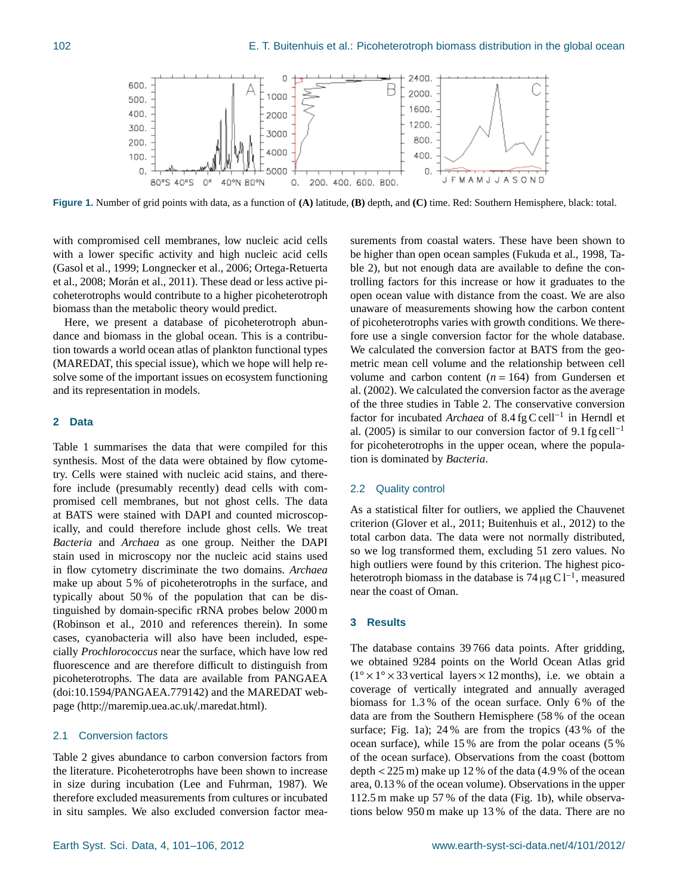Figure 1. Number of grid points with data, as a function of **(A)** latitude, **(B)** depth, and **(C)** time. Red: Southern Hemisphere, black: total.

with compromised cell membranes, low nucleic acid cells with a lower specific activity and high nucleic acid cells (Gasol et al., 1999; Longnecker et al., 2006; Ortega-Retuerta et al., 2008; Morán et al., 2011). These dead or less active picoheterotrophs would contribute to a higher picoheterotroph biomass than the metabolic theory would predict.

Here, we present a database of picoheterotroph abundance and biomass in the global ocean. This is a contribution towards a world ocean atlas of plankton functional types (MAREDAT, this special issue), which we hope will help resolve some of the important issues on ecosystem functioning and its representation in models.

## 2 Data

Table 1 summarises the data that were compiled for this synthesis. Most of the data were obtained by flow cytometry. Cells were stained with nucleic acid stains, and therefore include (presumably recently) dead cells with compromised cell membranes, but not ghost cells. The data at BATS were stained with DAPI and counted microscopically, and could therefore include ghost cells. We treat *Bacteria* and *Archaea* as one group. Neither the DAPI stain used in microscopy nor the nucleic acid stains used in flow cytometry discriminate the two domains. *Archaea* make up about 5 % of picoheterotrophs in the surface, and typically about 50 % of the population that can be distinguished by domain-specific rRNA probes below 2000 m (Robinson et al., 2010 and references therein). In some cases, cyanobacteria will also have been included, especially *Prochlorococcus* near the surface, which have low red fluorescence and are therefore difficult to distinguish from picoheterotrophs. The data are available from PANGAEA (doi:10.1594/PANGAEA.779142) and the MAREDAT webpage (http://maremip.uea.ac.uk/.maredat.html).

### 2.1 Conversion factors

Table 2 gives abundance to carbon conversion factors from the literature. Picoheterotrophs have been shown to increase in size during incubation (Lee and Fuhrman, 1987). We therefore excluded measurements from cultures or incubated in situ samples. We also excluded conversion factor measurements from coastal waters. These have been shown to be higher than open ocean samples (Fukuda et al., 1998, Table 2), but not enough data are available to define the controlling factors for this increase or how it graduates to the open ocean value with distance from the coast. We are also unaware of measurements showing how the carbon content of picoheterotrophs varies with growth conditions. We therefore use a single conversion factor for the whole database. We calculated the conversion factor at BATS from the geometric mean cell volume and the relationship between cell volume and carbon content ($n = 164$) from Gundersen et al. (2002). We calculated the conversion factor as the average of the three studies in Table 2. The conservative conversion factor for incubated *Archaea* of 8.4 fg C cell$^{-1}$ in Herndl et al. (2005) is similar to our conversion factor of 9.1 fg cell$^{-1}$ for picoheterotrophs in the upper ocean, where the population is dominated by *Bacteria*.

### 2.2 Quality control

As a statistical filter for outliers, we applied the Chauvenet criterion (Glover et al., 2011; Buitenhuis et al., 2012) to the total carbon data. The data were not normally distributed, so we log transformed them, excluding 51 zero values. No high outliers were found by this criterion. The highest picoheterotroph biomass in the database is 74 µg C l$^{-1}$, measured near the coast of Oman.

## 3 Results

The database contains 39 766 data points. After gridding, we obtained 9284 points on the World Ocean Atlas grid (1° × 1° × 33 vertical layers × 12 months), i.e. we obtain a coverage of vertically integrated and annually averaged biomass for 1.3 % of the ocean surface. Only 6 % of the data are from the Southern Hemisphere (58 % of the ocean surface; Fig. 1a); 24 % are from the tropics (43 % of the ocean surface), while 15 % are from the polar oceans (5 % of the ocean surface). Observations from the coast (bottom depth < 225 m) make up 12 % of the data (4.9 % of the ocean area, 0.13 % of the ocean volume). Observations in the upper 112.5 m make up 57 % of the data (Fig. 1b), while observations below 950 m make up 13 % of the data. There are no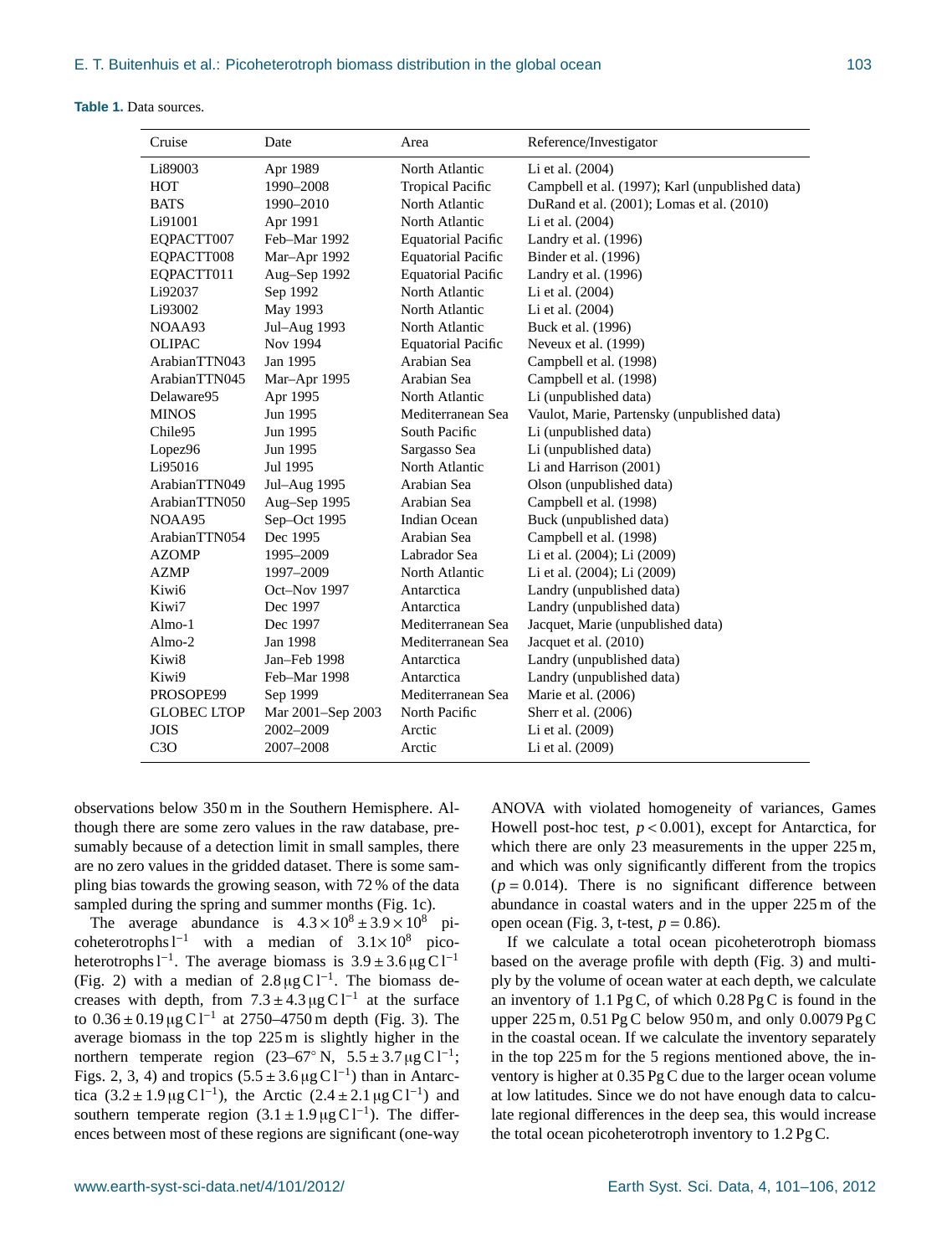**Table 1.** Data sources.

| Cruise | Date | Area | Reference/Investigator |
|---|---|---|---|
| Li89003 | Apr 1989 | North Atlantic | Li et al. (2004) |
| HOT | 1990–2008 | Tropical Pacific | Campbell et al. (1997); Karl (unpublished data) |
| BATS | 1990–2010 | North Atlantic | DuRand et al. (2001); Lomas et al. (2010) |
| Li91001 | Apr 1991 | North Atlantic | Li et al. (2004) |
| EQPACTT007 | Feb–Mar 1992 | Equatorial Pacific | Landry et al. (1996) |
| EQPACTT008 | Mar–Apr 1992 | Equatorial Pacific | Binder et al. (1996) |
| EQPACTT011 | Aug–Sep 1992 | Equatorial Pacific | Landry et al. (1996) |
| Li92037 | Sep 1992 | North Atlantic | Li et al. (2004) |
| Li93002 | May 1993 | North Atlantic | Li et al. (2004) |
| NOAA93 | Jul–Aug 1993 | North Atlantic | Buck et al. (1996) |
| OLIPAC | Nov 1994 | Equatorial Pacific | Neveux et al. (1999) |
| ArabianTTN043 | Jan 1995 | Arabian Sea | Campbell et al. (1998) |
| ArabianTTN045 | Mar–Apr 1995 | Arabian Sea | Campbell et al. (1998) |
| Delaware95 | Apr 1995 | North Atlantic | Li (unpublished data) |
| MINOS | Jun 1995 | Mediterranean Sea | Vaulot, Marie, Partensky (unpublished data) |
| Chile95 | Jun 1995 | South Pacific | Li (unpublished data) |
| Lopez96 | Jun 1995 | Sargasso Sea | Li (unpublished data) |
| Li95016 | Jul 1995 | North Atlantic | Li and Harrison (2001) |
| ArabianTTN049 | Jul–Aug 1995 | Arabian Sea | Olson (unpublished data) |
| ArabianTTN050 | Aug–Sep 1995 | Arabian Sea | Campbell et al. (1998) |
| NOAA95 | Sep–Oct 1995 | Indian Ocean | Buck (unpublished data) |
| ArabianTTN054 | Dec 1995 | Arabian Sea | Campbell et al. (1998) |
| AZOMP | 1995–2009 | Labrador Sea | Li et al. (2004); Li (2009) |
| AZMP | 1997–2009 | North Atlantic | Li et al. (2004); Li (2009) |
| Kiwi6 | Oct–Nov 1997 | Antarctica | Landry (unpublished data) |
| Kiwi7 | Dec 1997 | Antarctica | Landry (unpublished data) |
| Almo-1 | Dec 1997 | Mediterranean Sea | Jacquet, Marie (unpublished data) |
| Almo-2 | Jan 1998 | Mediterranean Sea | Jacquet et al. (2010) |
| Kiwi8 | Jan–Feb 1998 | Antarctica | Landry (unpublished data) |
| Kiwi9 | Feb–Mar 1998 | Antarctica | Landry (unpublished data) |
| PROSOPE99 | Sep 1999 | Mediterranean Sea | Marie et al. (2006) |
| GLOBEC LTOP | Mar 2001–Sep 2003 | North Pacific | Sherr et al. (2006) |
| JOIS | 2002–2009 | Arctic | Li et al. (2009) |
| C3O | 2007–2008 | Arctic | Li et al. (2009) |

observations below 350 m in the Southern Hemisphere. Although there are some zero values in the raw database, presumably because of a detection limit in small samples, there are no zero values in the gridded dataset. There is some sampling bias towards the growing season, with 72 % of the data sampled during the spring and summer months (Fig. 1c).

The average abundance is $4.3\times10^8 \pm 3.9\times10^8$ picoheterotrophs $\mathrm{l^{-1}}$ with a median of $3.1\times10^8$ picoheterotrophs $\mathrm{l^{-1}}$. The average biomass is $3.9 \pm 3.6\,\mu\mathrm{g\,C\,l^{-1}}$ (Fig. 2) with a median of $2.8\,\mu\mathrm{g\,C\,l^{-1}}$. The biomass decreases with depth, from $7.3 \pm 4.3\,\mu\mathrm{g\,C\,l^{-1}}$ at the surface to $0.36 \pm 0.19\,\mu\mathrm{g\,C\,l^{-1}}$ at 2750–4750 m depth (Fig. 3). The average biomass in the top 225 m is slightly higher in the northern temperate region (23–67° N, $5.5 \pm 3.7\,\mu\mathrm{g\,C\,l^{-1}}$; Figs. 2, 3, 4) and tropics ($5.5 \pm 3.6\,\mu\mathrm{g\,C\,l^{-1}}$) than in Antarctica ($3.2 \pm 1.9\,\mu\mathrm{g\,C\,l^{-1}}$), the Arctic ($2.4 \pm 2.1\,\mu\mathrm{g\,C\,l^{-1}}$) and southern temperate region ($3.1 \pm 1.9\,\mu\mathrm{g\,C\,l^{-1}}$). The differences between most of these regions are significant (one-way ANOVA with violated homogeneity of variances, Games Howell post-hoc test, $p < 0.001$), except for Antarctica, for which there are only 23 measurements in the upper 225 m, and which was only significantly different from the tropics ($p = 0.014$). There is no significant difference between abundance in coastal waters and in the upper 225 m of the open ocean (Fig. 3, t-test, $p = 0.86$).

If we calculate a total ocean picoheterotroph biomass based on the average profile with depth (Fig. 3) and multiply by the volume of ocean water at each depth, we calculate an inventory of 1.1 Pg C, of which 0.28 Pg C is found in the upper 225 m, 0.51 Pg C below 950 m, and only 0.0079 Pg C in the coastal ocean. If we calculate the inventory separately in the top 225 m for the 5 regions mentioned above, the inventory is higher at 0.35 Pg C due to the larger ocean volume at low latitudes. Since we do not have enough data to calculate regional differences in the deep sea, this would increase the total ocean picoheterotroph inventory to 1.2 Pg C.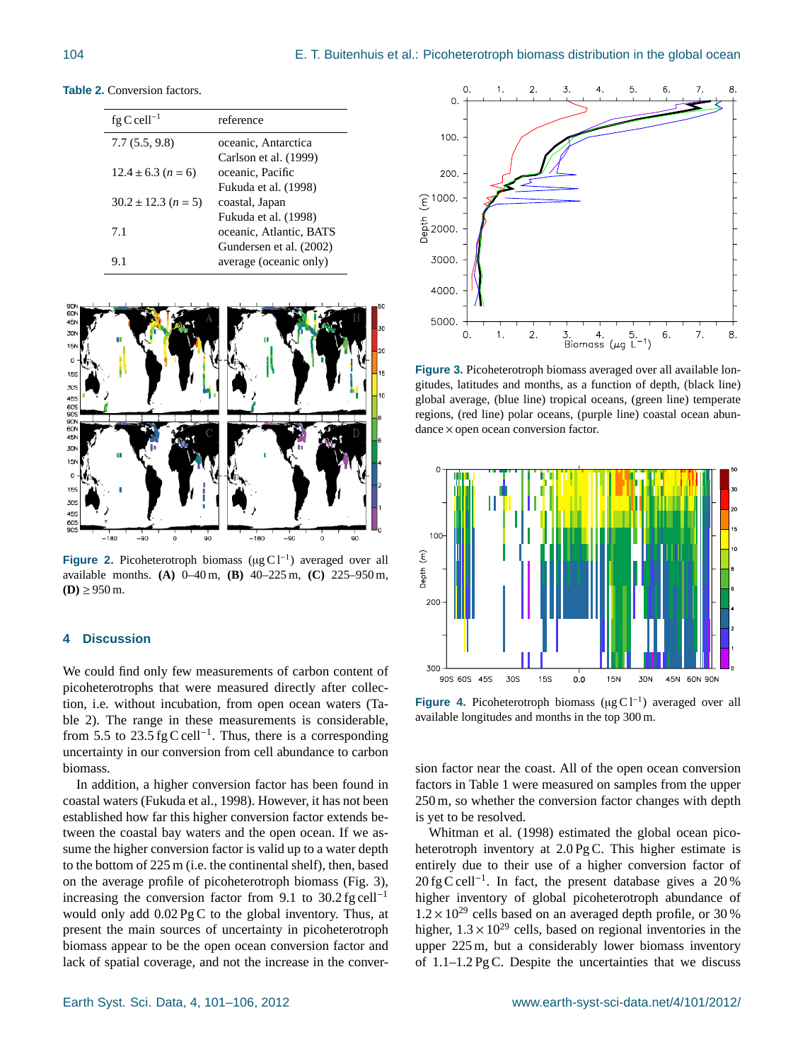**Table 2.** Conversion factors.

| $fg\,C\,cell^{-1}$ | reference |
|---|---|
| 7.7 (5.5, 9.8) | oceanic, Antarctica<br>Carlson et al. (1999) |
| $12.4 \pm 6.3$ ($n = 6$) | oceanic, Pacific<br>Fukuda et al. (1998) |
| $30.2 \pm 12.3$ ($n = 5$) | coastal, Japan<br>Fukuda et al. (1998) |
| 7.1 | oceanic, Atlantic, BATS<br>Gundersen et al. (2002) |
| 9.1 | average (oceanic only) |

**Figure 2.** Picoheterotroph biomass ($\mu g\,C\,l^{-1}$) averaged over all available months. **(A)** 0–40 m, **(B)** 40–225 m, **(C)** 225–950 m, **(D)** $\geq$ 950 m.

**Figure 3.** Picoheterotroph biomass averaged over all available longitudes, latitudes and months, as a function of depth, (black line) global average, (blue line) tropical oceans, (green line) temperate regions, (red line) polar oceans, (purple line) coastal ocean abundance × open ocean conversion factor.

**Figure 4.** Picoheterotroph biomass ($\mu g\,C\,l^{-1}$) averaged over all available longitudes and months in the top 300 m.

## 4 Discussion

We could find only few measurements of carbon content of picoheterotrophs that were measured directly after collection, i.e. without incubation, from open ocean waters (Table 2). The range in these measurements is considerable, from 5.5 to 23.5 $fg\,C\,cell^{-1}$. Thus, there is a corresponding uncertainty in our conversion from cell abundance to carbon biomass.

In addition, a higher conversion factor has been found in coastal waters (Fukuda et al., 1998). However, it has not been established how far this higher conversion factor extends between the coastal bay waters and the open ocean. If we assume the higher conversion factor is valid up to a water depth to the bottom of 225 m (i.e. the continental shelf), then, based on the average profile of picoheterotroph biomass (Fig. 3), increasing the conversion factor from 9.1 to 30.2 $fg\,cell^{-1}$ would only add 0.02 Pg C to the global inventory. Thus, at present the main sources of uncertainty in picoheterotroph biomass appear to be the open ocean conversion factor and lack of spatial coverage, and not the increase in the conversion factor near the coast. All of the open ocean conversion factors in Table 1 were measured on samples from the upper 250 m, so whether the conversion factor changes with depth is yet to be resolved.

Whitman et al. (1998) estimated the global ocean picoheterotroph inventory at 2.0 Pg C. This higher estimate is entirely due to their use of a higher conversion factor of 20 $fg\,C\,cell^{-1}$. In fact, the present database gives a 20 % higher inventory of global picoheterotroph abundance of $1.2 \times 10^{29}$ cells based on an averaged depth profile, or 30 % higher, $1.3 \times 10^{29}$ cells, based on regional inventories in the upper 225 m, but a considerably lower biomass inventory of 1.1–1.2 Pg C. Despite the uncertainties that we discuss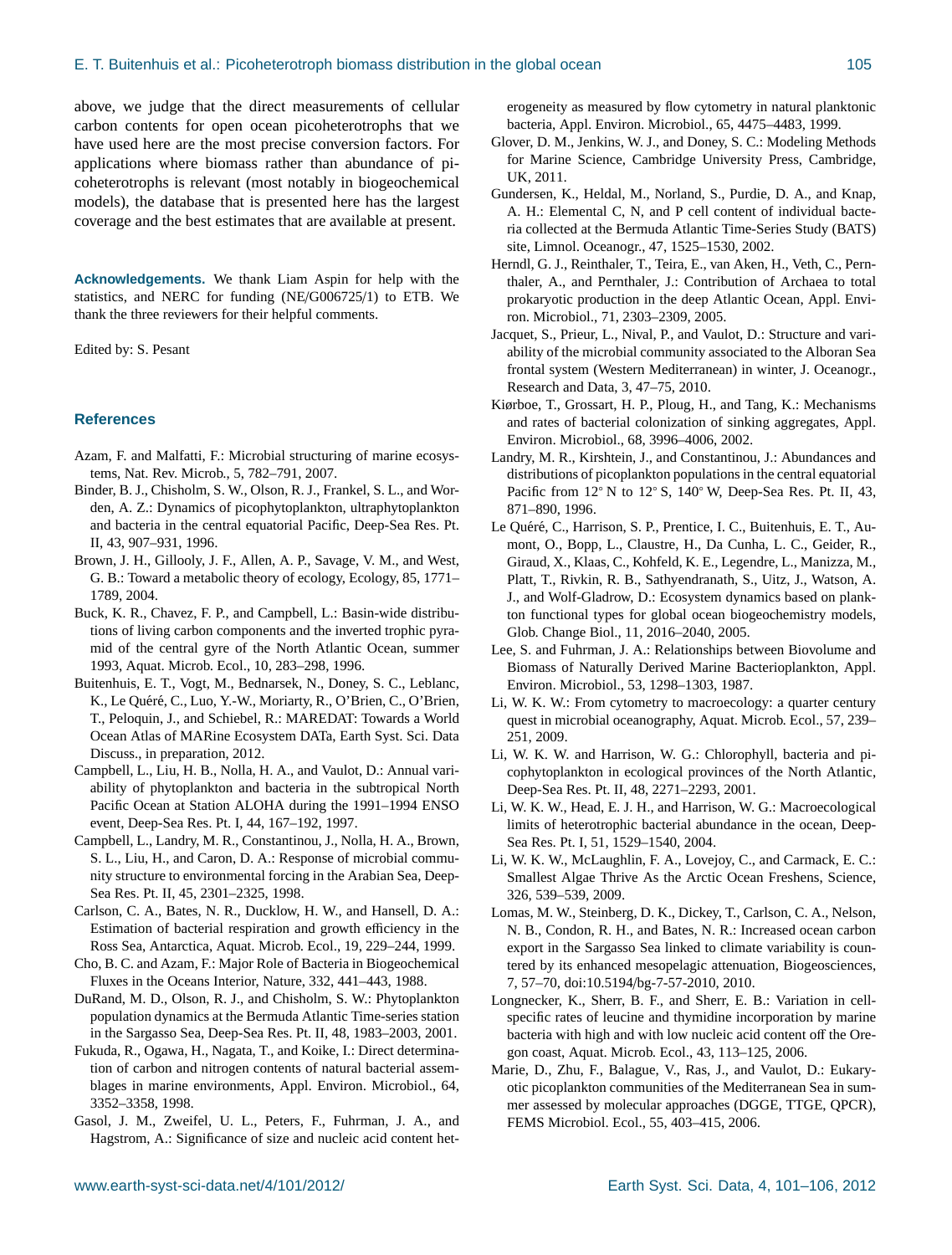above, we judge that the direct measurements of cellular carbon contents for open ocean picoheterotrophs that we have used here are the most precise conversion factors. For applications where biomass rather than abundance of picoheterotrophs is relevant (most notably in biogeochemical models), the database that is presented here has the largest coverage and the best estimates that are available at present.

**Acknowledgements.** We thank Liam Aspin for help with the statistics, and NERC for funding (NE/G006725/1) to ETB. We thank the three reviewers for their helpful comments.

Edited by: S. Pesant

## References

Azam, F. and Malfatti, F.: Microbial structuring of marine ecosystems, Nat. Rev. Microb., 5, 782–791, 2007.

Binder, B. J., Chisholm, S. W., Olson, R. J., Frankel, S. L., and Worden, A. Z.: Dynamics of picophytoplankton, ultraphytoplankton and bacteria in the central equatorial Pacific, Deep-Sea Res. Pt. II, 43, 907–931, 1996.

Brown, J. H., Gillooly, J. F., Allen, A. P., Savage, V. M., and West, G. B.: Toward a metabolic theory of ecology, Ecology, 85, 1771–1789, 2004.

Buck, K. R., Chavez, F. P., and Campbell, L.: Basin-wide distributions of living carbon components and the inverted trophic pyramid of the central gyre of the North Atlantic Ocean, summer 1993, Aquat. Microb. Ecol., 10, 283–298, 1996.

Buitenhuis, E. T., Vogt, M., Bednarsek, N., Doney, S. C., Leblanc, K., Le Quéré, C., Luo, Y.-W., Moriarty, R., O'Brien, C., O'Brien, T., Peloquin, J., and Schiebel, R.: MAREDAT: Towards a World Ocean Atlas of MARine Ecosystem DATa, Earth Syst. Sci. Data Discuss., in preparation, 2012.

Campbell, L., Liu, H. B., Nolla, H. A., and Vaulot, D.: Annual variability of phytoplankton and bacteria in the subtropical North Pacific Ocean at Station ALOHA during the 1991–1994 ENSO event, Deep-Sea Res. Pt. I, 44, 167–192, 1997.

Campbell, L., Landry, M. R., Constantinou, J., Nolla, H. A., Brown, S. L., Liu, H., and Caron, D. A.: Response of microbial community structure to environmental forcing in the Arabian Sea, Deep-Sea Res. Pt. II, 45, 2301–2325, 1998.

Carlson, C. A., Bates, N. R., Ducklow, H. W., and Hansell, D. A.: Estimation of bacterial respiration and growth efficiency in the Ross Sea, Antarctica, Aquat. Microb. Ecol., 19, 229–244, 1999.

Cho, B. C. and Azam, F.: Major Role of Bacteria in Biogeochemical Fluxes in the Oceans Interior, Nature, 332, 441–443, 1988.

DuRand, M. D., Olson, R. J., and Chisholm, S. W.: Phytoplankton population dynamics at the Bermuda Atlantic Time-series station in the Sargasso Sea, Deep-Sea Res. Pt. II, 48, 1983–2003, 2001.

Fukuda, R., Ogawa, H., Nagata, T., and Koike, I.: Direct determination of carbon and nitrogen contents of natural bacterial assemblages in marine environments, Appl. Environ. Microbiol., 64, 3352–3358, 1998.

Gasol, J. M., Zweifel, U. L., Peters, F., Fuhrman, J. A., and Hagstrom, A.: Significance of size and nucleic acid content heterogeneity as measured by flow cytometry in natural planktonic bacteria, Appl. Environ. Microbiol., 65, 4475–4483, 1999.

Glover, D. M., Jenkins, W. J., and Doney, S. C.: Modeling Methods for Marine Science, Cambridge University Press, Cambridge, UK, 2011.

Gundersen, K., Heldal, M., Norland, S., Purdie, D. A., and Knap, A. H.: Elemental C, N, and P cell content of individual bacteria collected at the Bermuda Atlantic Time-Series Study (BATS) site, Limnol. Oceanogr., 47, 1525–1530, 2002.

Herndl, G. J., Reinthaler, T., Teira, E., van Aken, H., Veth, C., Pernthaler, A., and Pernthaler, J.: Contribution of Archaea to total prokaryotic production in the deep Atlantic Ocean, Appl. Environ. Microbiol., 71, 2303–2309, 2005.

Jacquet, S., Prieur, L., Nival, P., and Vaulot, D.: Structure and variability of the microbial community associated to the Alboran Sea frontal system (Western Mediterranean) in winter, J. Oceanogr., Research and Data, 3, 47–75, 2010.

Kiørboe, T., Grossart, H. P., Ploug, H., and Tang, K.: Mechanisms and rates of bacterial colonization of sinking aggregates, Appl. Environ. Microbiol., 68, 3996–4006, 2002.

Landry, M. R., Kirshtein, J., and Constantinou, J.: Abundances and distributions of picoplankton populations in the central equatorial Pacific from 12° N to 12° S, 140° W, Deep-Sea Res. Pt. II, 43, 871–890, 1996.

Le Quéré, C., Harrison, S. P., Prentice, I. C., Buitenhuis, E. T., Aumont, O., Bopp, L., Claustre, H., Da Cunha, L. C., Geider, R., Giraud, X., Klaas, C., Kohfeld, K. E., Legendre, L., Manizza, M., Platt, T., Rivkin, R. B., Sathyendranath, S., Uitz, J., Watson, A. J., and Wolf-Gladrow, D.: Ecosystem dynamics based on plankton functional types for global ocean biogeochemistry models, Glob. Change Biol., 11, 2016–2040, 2005.

Lee, S. and Fuhrman, J. A.: Relationships between Biovolume and Biomass of Naturally Derived Marine Bacterioplankton, Appl. Environ. Microbiol., 53, 1298–1303, 1987.

Li, W. K. W.: From cytometry to macroecology: a quarter century quest in microbial oceanography, Aquat. Microb. Ecol., 57, 239–251, 2009.

Li, W. K. W. and Harrison, W. G.: Chlorophyll, bacteria and picophytoplankton in ecological provinces of the North Atlantic, Deep-Sea Res. Pt. II, 48, 2271–2293, 2001.

Li, W. K. W., Head, E. J. H., and Harrison, W. G.: Macroecological limits of heterotrophic bacterial abundance in the ocean, Deep-Sea Res. Pt. I, 51, 1529–1540, 2004.

Li, W. K. W., McLaughlin, F. A., Lovejoy, C., and Carmack, E. C.: Smallest Algae Thrive As the Arctic Ocean Freshens, Science, 326, 539–539, 2009.

Lomas, M. W., Steinberg, D. K., Dickey, T., Carlson, C. A., Nelson, N. B., Condon, R. H., and Bates, N. R.: Increased ocean carbon export in the Sargasso Sea linked to climate variability is countered by its enhanced mesopelagic attenuation, Biogeosciences, 7, 57–70, doi:10.5194/bg-7-57-2010, 2010.

Longnecker, K., Sherr, B. F., and Sherr, E. B.: Variation in cell-specific rates of leucine and thymidine incorporation by marine bacteria with high and with low nucleic acid content off the Oregon coast, Aquat. Microb. Ecol., 43, 113–125, 2006.

Marie, D., Zhu, F., Balague, V., Ras, J., and Vaulot, D.: Eukaryotic picoplankton communities of the Mediterranean Sea in summer assessed by molecular approaches (DGGE, TTGE, QPCR), FEMS Microbiol. Ecol., 55, 403–415, 2006.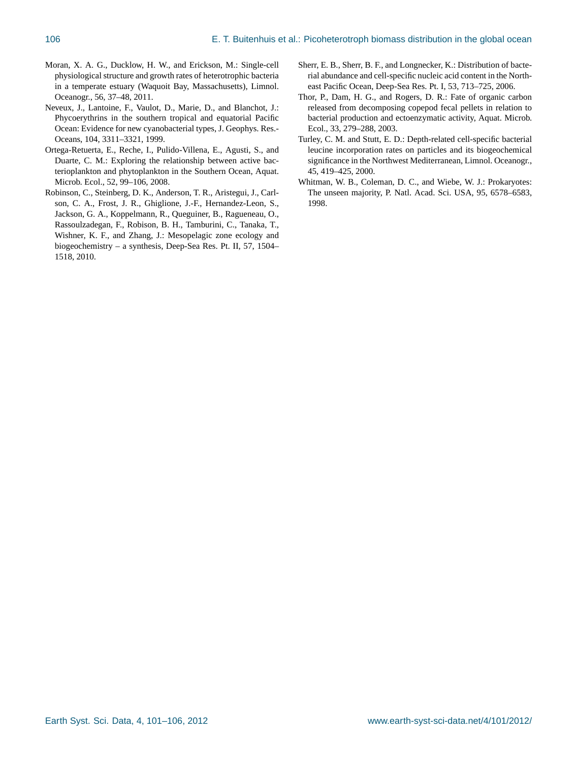Moran, X. A. G., Ducklow, H. W., and Erickson, M.: Single-cell physiological structure and growth rates of heterotrophic bacteria in a temperate estuary (Waquoit Bay, Massachusetts), Limnol. Oceanogr., 56, 37–48, 2011.

Neveux, J., Lantoine, F., Vaulot, D., Marie, D., and Blanchot, J.: Phycoerythrins in the southern tropical and equatorial Pacific Ocean: Evidence for new cyanobacterial types, J. Geophys. Res.-Oceans, 104, 3311–3321, 1999.

Ortega-Retuerta, E., Reche, I., Pulido-Villena, E., Agusti, S., and Duarte, C. M.: Exploring the relationship between active bacterioplankton and phytoplankton in the Southern Ocean, Aquat. Microb. Ecol., 52, 99–106, 2008.

Robinson, C., Steinberg, D. K., Anderson, T. R., Aristegui, J., Carlson, C. A., Frost, J. R., Ghiglione, J.-F., Hernandez-Leon, S., Jackson, G. A., Koppelmann, R., Queguiner, B., Ragueneau, O., Rassoulzadegan, F., Robison, B. H., Tamburini, C., Tanaka, T., Wishner, K. F., and Zhang, J.: Mesopelagic zone ecology and biogeochemistry – a synthesis, Deep-Sea Res. Pt. II, 57, 1504–1518, 2010.

Sherr, E. B., Sherr, B. F., and Longnecker, K.: Distribution of bacterial abundance and cell-specific nucleic acid content in the Northeast Pacific Ocean, Deep-Sea Res. Pt. I, 53, 713–725, 2006.

Thor, P., Dam, H. G., and Rogers, D. R.: Fate of organic carbon released from decomposing copepod fecal pellets in relation to bacterial production and ectoenzymatic activity, Aquat. Microb. Ecol., 33, 279–288, 2003.

Turley, C. M. and Stutt, E. D.: Depth-related cell-specific bacterial leucine incorporation rates on particles and its biogeochemical significance in the Northwest Mediterranean, Limnol. Oceanogr., 45, 419–425, 2000.

Whitman, W. B., Coleman, D. C., and Wiebe, W. J.: Prokaryotes: The unseen majority, P. Natl. Acad. Sci. USA, 95, 6578–6583, 1998.